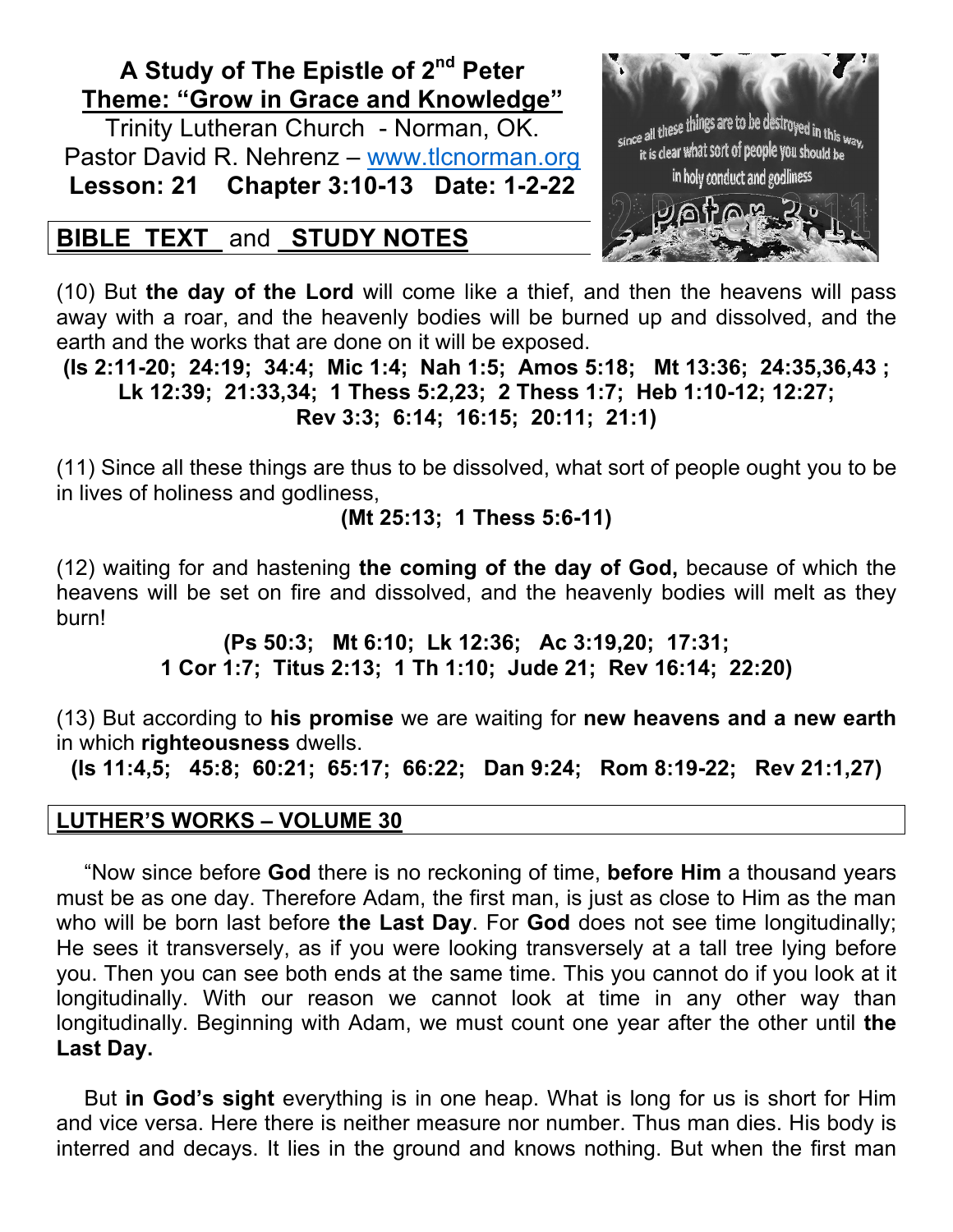# A Study of The Epistle of 2nd Peter

## Theme: "Grow in Grace and Knowledge"

Trinity Lutheran Church - Norman, OK.
Pastor David R. Nehrenz – www.tlcnorman.org
**Lesson: 21 Chapter 3:10-13 Date: 1-2-22**

## BIBLE TEXT and STUDY NOTES

(10) But **the day of the Lord** will come like a thief, and then the heavens will pass away with a roar, and the heavenly bodies will be burned up and dissolved, and the earth and the works that are done on it will be exposed.

**(Is 2:11-20; 24:19; 34:4; Mic 1:4; Nah 1:5; Amos 5:18; Mt 13:36; 24:35,36,43 ; Lk 12:39; 21:33,34; 1 Thess 5:2,23; 2 Thess 1:7; Heb 1:10-12; 12:27; Rev 3:3; 6:14; 16:15; 20:11; 21:1)**

(11) Since all these things are thus to be dissolved, what sort of people ought you to be in lives of holiness and godliness,

**(Mt 25:13; 1 Thess 5:6-11)**

(12) waiting for and hastening **the coming of the day of God,** because of which the heavens will be set on fire and dissolved, and the heavenly bodies will melt as they burn!

**(Ps 50:3; Mt 6:10; Lk 12:36; Ac 3:19,20; 17:31; 1 Cor 1:7; Titus 2:13; 1 Th 1:10; Jude 21; Rev 16:14; 22:20)**

(13) But according to **his promise** we are waiting for **new heavens and a new earth** in which **righteousness** dwells.

**(Is 11:4,5; 45:8; 60:21; 65:17; 66:22; Dan 9:24; Rom 8:19-22; Rev 21:1,27)**

## LUTHER'S WORKS – VOLUME 30

"Now since before **God** there is no reckoning of time, **before Him** a thousand years must be as one day. Therefore Adam, the first man, is just as close to Him as the man who will be born last before **the Last Day**. For **God** does not see time longitudinally; He sees it transversely, as if you were looking transversely at a tall tree lying before you. Then you can see both ends at the same time. This you cannot do if you look at it longitudinally. With our reason we cannot look at time in any other way than longitudinally. Beginning with Adam, we must count one year after the other until **the Last Day.**

But **in God's sight** everything is in one heap. What is long for us is short for Him and vice versa. Here there is neither measure nor number. Thus man dies. His body is interred and decays. It lies in the ground and knows nothing. But when the first man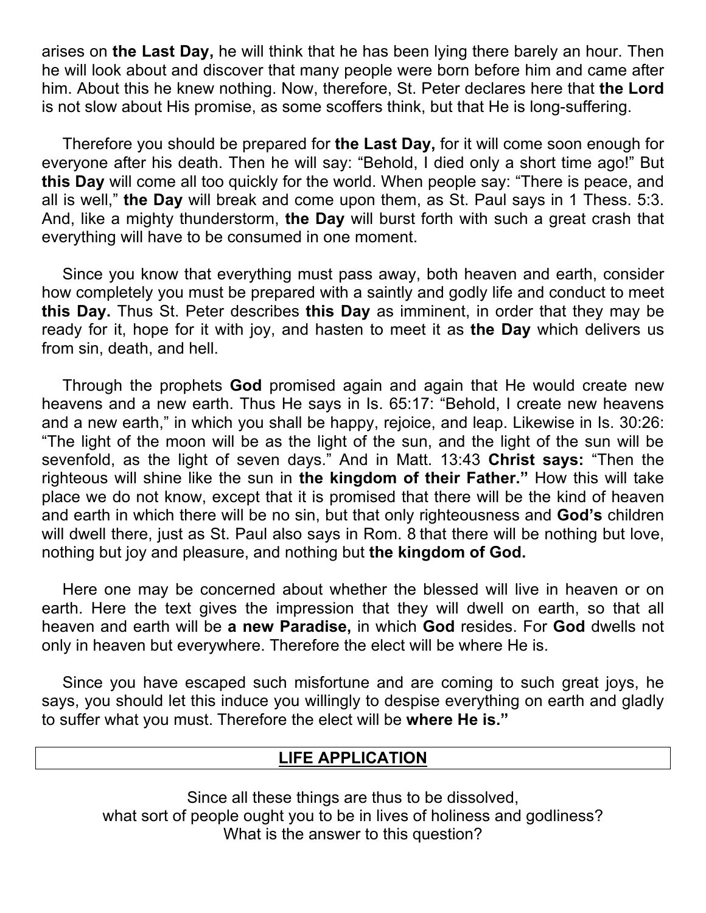arises on **the Last Day,** he will think that he has been lying there barely an hour. Then he will look about and discover that many people were born before him and came after him. About this he knew nothing. Now, therefore, St. Peter declares here that **the Lord** is not slow about His promise, as some scoffers think, but that He is long-suffering.

Therefore you should be prepared for **the Last Day,** for it will come soon enough for everyone after his death. Then he will say: "Behold, I died only a short time ago!" But **this Day** will come all too quickly for the world. When people say: "There is peace, and all is well," **the Day** will break and come upon them, as St. Paul says in 1 Thess. 5:3. And, like a mighty thunderstorm, **the Day** will burst forth with such a great crash that everything will have to be consumed in one moment.

Since you know that everything must pass away, both heaven and earth, consider how completely you must be prepared with a saintly and godly life and conduct to meet **this Day.** Thus St. Peter describes **this Day** as imminent, in order that they may be ready for it, hope for it with joy, and hasten to meet it as **the Day** which delivers us from sin, death, and hell.

Through the prophets **God** promised again and again that He would create new heavens and a new earth. Thus He says in Is. 65:17: "Behold, I create new heavens and a new earth," in which you shall be happy, rejoice, and leap. Likewise in Is. 30:26: "The light of the moon will be as the light of the sun, and the light of the sun will be sevenfold, as the light of seven days." And in Matt. 13:43 **Christ says:** "Then the righteous will shine like the sun in **the kingdom of their Father."** How this will take place we do not know, except that it is promised that there will be the kind of heaven and earth in which there will be no sin, but that only righteousness and **God's** children will dwell there, just as St. Paul also says in Rom. 8 that there will be nothing but love, nothing but joy and pleasure, and nothing but **the kingdom of God.**

Here one may be concerned about whether the blessed will live in heaven or on earth. Here the text gives the impression that they will dwell on earth, so that all heaven and earth will be **a new Paradise,** in which **God** resides. For **God** dwells not only in heaven but everywhere. Therefore the elect will be where He is.

Since you have escaped such misfortune and are coming to such great joys, he says, you should let this induce you willingly to despise everything on earth and gladly to suffer what you must. Therefore the elect will be **where He is."**

## LIFE APPLICATION

Since all these things are thus to be dissolved,
what sort of people ought you to be in lives of holiness and godliness?
What is the answer to this question?